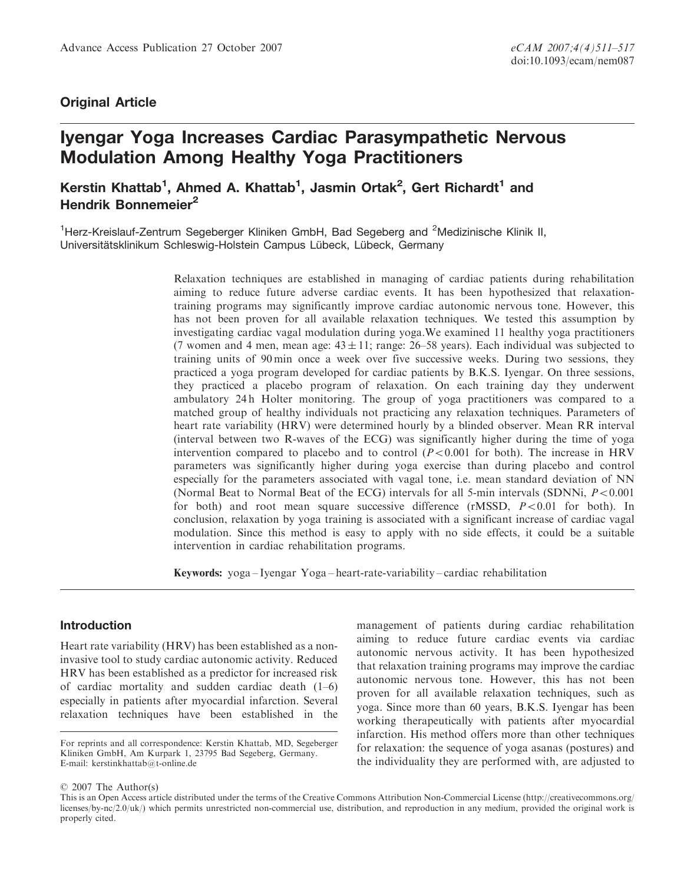Advance Access Publication 27 October 2007

doi:10.1093/ecam/nem087

**Original Article**

# Iyengar Yoga Increases Cardiac Parasympathetic Nervous Modulation Among Healthy Yoga Practitioners

**Kerstin Khattab[1], Ahmed A. Khattab[1], Jasmin Ortak[2], Gert Richardt[1] and Hendrik Bonnemeier[2]**

[1]Herz-Kreislauf-Zentrum Segeberger Kliniken GmbH, Bad Segeberg and [2]Medizinische Klinik II, Universitätsklinikum Schleswig-Holstein Campus Lübeck, Lübeck, Germany

Relaxation techniques are established in managing of cardiac patients during rehabilitation aiming to reduce future adverse cardiac events. It has been hypothesized that relaxation-training programs may significantly improve cardiac autonomic nervous tone. However, this has not been proven for all available relaxation techniques. We tested this assumption by investigating cardiac vagal modulation during yoga.We examined 11 healthy yoga practitioners (7 women and 4 men, mean age: $43 \pm 11$; range: 26–58 years). Each individual was subjected to training units of 90 min once a week over five successive weeks. During two sessions, they practiced a yoga program developed for cardiac patients by B.K.S. Iyengar. On three sessions, they practiced a placebo program of relaxation. On each training day they underwent ambulatory 24 h Holter monitoring. The group of yoga practitioners was compared to a matched group of healthy individuals not practicing any relaxation techniques. Parameters of heart rate variability (HRV) were determined hourly by a blinded observer. Mean RR interval (interval between two R-waves of the ECG) was significantly higher during the time of yoga intervention compared to placebo and to control ($P < 0.001$ for both). The increase in HRV parameters was significantly higher during yoga exercise than during placebo and control especially for the parameters associated with vagal tone, i.e. mean standard deviation of NN (Normal Beat to Normal Beat of the ECG) intervals for all 5-min intervals (SDNNi, $P < 0.001$ for both) and root mean square successive difference (rMSSD, $P < 0.01$ for both). In conclusion, relaxation by yoga training is associated with a significant increase of cardiac vagal modulation. Since this method is easy to apply with no side effects, it could be a suitable intervention in cardiac rehabilitation programs.

**Keywords:** yoga – Iyengar Yoga – heart-rate-variability – cardiac rehabilitation

## Introduction

Heart rate variability (HRV) has been established as a non-invasive tool to study cardiac autonomic activity. Reduced HRV has been established as a predictor for increased risk of cardiac mortality and sudden cardiac death (1–6) especially in patients after myocardial infarction. Several relaxation techniques have been established in the management of patients during cardiac rehabilitation aiming to reduce future cardiac events via cardiac autonomic nervous activity. It has been hypothesized that relaxation training programs may improve the cardiac autonomic nervous tone. However, this has not been proven for all available relaxation techniques, such as yoga. Since more than 60 years, B.K.S. Iyengar has been working therapeutically with patients after myocardial infarction. His method offers more than other techniques for relaxation: the sequence of yoga asanas (postures) and the individuality they are performed with, are adjusted to

For reprints and all correspondence: Kerstin Khattab, MD, Segeberger Kliniken GmbH, Am Kurpark 1, 23795 Bad Segeberg, Germany. E-mail: kerstinkhattab@t-online.de

© 2007 The Author(s)

This is an Open Access article distributed under the terms of the Creative Commons Attribution Non-Commercial License (http://creativecommons.org/licenses/by-nc/2.0/uk/) which permits unrestricted non-commercial use, distribution, and reproduction in any medium, provided the original work is properly cited.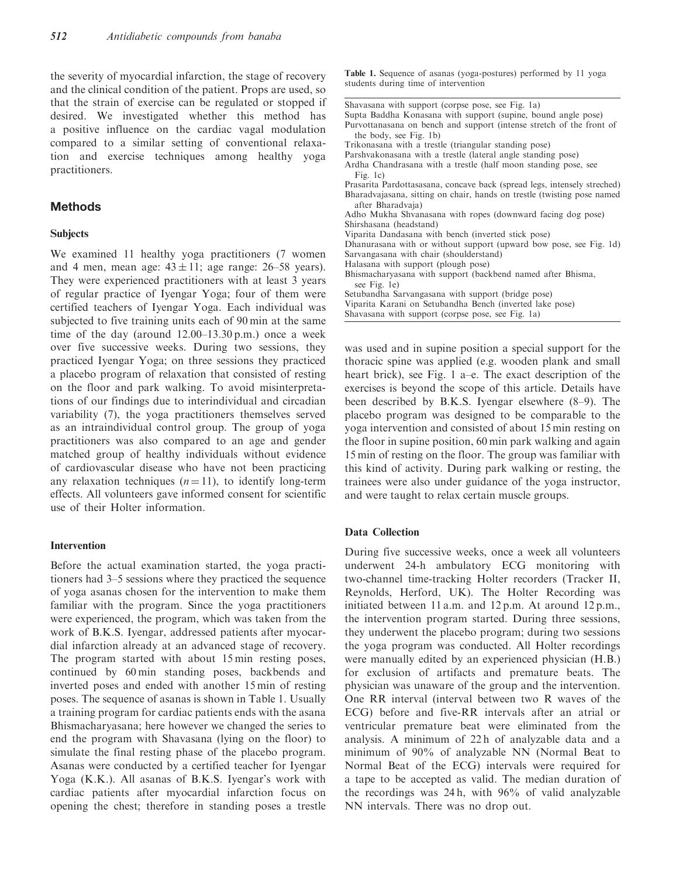the severity of myocardial infarction, the stage of recovery and the clinical condition of the patient. Props are used, so that the strain of exercise can be regulated or stopped if desired. We investigated whether this method has a positive influence on the cardiac vagal modulation compared to a similar setting of conventional relaxation and exercise techniques among healthy yoga practitioners.

## Methods

### Subjects

We examined 11 healthy yoga practitioners (7 women and 4 men, mean age: $43 \pm 11$; age range: 26–58 years). They were experienced practitioners with at least 3 years of regular practice of Iyengar Yoga; four of them were certified teachers of Iyengar Yoga. Each individual was subjected to five training units each of 90 min at the same time of the day (around 12.00–13.30 p.m.) once a week over five successive weeks. During two sessions, they practiced Iyengar Yoga; on three sessions they practiced a placebo program of relaxation that consisted of resting on the floor and park walking. To avoid misinterpretations of our findings due to interindividual and circadian variability (7), the yoga practitioners themselves served as an intraindividual control group. The group of yoga practitioners was also compared to an age and gender matched group of healthy individuals without evidence of cardiovascular disease who have not been practicing any relaxation techniques ($n = 11$), to identify long-term effects. All volunteers gave informed consent for scientific use of their Holter information.

### Intervention

Before the actual examination started, the yoga practitioners had 3–5 sessions where they practiced the sequence of yoga asanas chosen for the intervention to make them familiar with the program. Since the yoga practitioners were experienced, the program, which was taken from the work of B.K.S. Iyengar, addressed patients after myocardial infarction already at an advanced stage of recovery. The program started with about 15 min resting poses, continued by 60 min standing poses, backbends and inverted poses and ended with another 15 min of resting poses. The sequence of asanas is shown in Table 1. Usually a training program for cardiac patients ends with the asana Bhismacharyasana; here however we changed the series to end the program with Shavasana (lying on the floor) to simulate the final resting phase of the placebo program. Asanas were conducted by a certified teacher for Iyengar Yoga (K.K.). All asanas of B.K.S. Iyengar's work with cardiac patients after myocardial infarction focus on opening the chest; therefore in standing poses a trestle was used and in supine position a special support for the thoracic spine was applied (e.g. wooden plank and small heart brick), see Fig. 1 a–e. The exact description of the exercises is beyond the scope of this article. Details have been described by B.K.S. Iyengar elsewhere (8–9). The placebo program was designed to be comparable to the yoga intervention and consisted of about 15 min resting on the floor in supine position, 60 min park walking and again 15 min of resting on the floor. The group was familiar with this kind of activity. During park walking or resting, the trainees were also under guidance of the yoga instructor, and were taught to relax certain muscle groups.

**Table 1.** Sequence of asanas (yoga-postures) performed by 11 yoga students during time of intervention

| |
|---|
| Shavasana with support (corpse pose, see Fig. 1a) |
| Supta Baddha Konasana with support (supine, bound angle pose) |
| Purvottanasana on bench and support (intense stretch of the front of the body, see Fig. 1b) |
| Trikonasana with a trestle (triangular standing pose) |
| Parshvakonasana with a trestle (lateral angle standing pose) |
| Ardha Chandrasana with a trestle (half moon standing pose, see Fig. 1c) |
| Prasarita Pardottasasana, concave back (spread legs, intensely streched) |
| Bharadvajasana, sitting on chair, hands on trestle (twisting pose named after Bharadvaja) |
| Adho Mukha Shvanasana with ropes (downward facing dog pose) |
| Shirshasana (headstand) |
| Viparita Dandasana with bench (inverted stick pose) |
| Dhanurasana with or without support (upward bow pose, see Fig. 1d) |
| Sarvangasana with chair (shoulderstand) |
| Halasana with support (plough pose) |
| Bhismacharyasana with support (backbend named after Bhisma, see Fig. 1e) |
| Setubandha Sarvangasana with support (bridge pose) |
| Viparita Karani on Setubandha Bench (inverted lake pose) |
| Shavasana with support (corpse pose, see Fig. 1a) |

### Data Collection

During five successive weeks, once a week all volunteers underwent 24-h ambulatory ECG monitoring with two-channel time-tracking Holter recorders (Tracker II, Reynolds, Herford, UK). The Holter Recording was initiated between 11 a.m. and 12 p.m. At around 12 p.m., the intervention program started. During three sessions, they underwent the placebo program; during two sessions the yoga program was conducted. All Holter recordings were manually edited by an experienced physician (H.B.) for exclusion of artifacts and premature beats. The physician was unaware of the group and the intervention. One RR interval (interval between two R waves of the ECG) before and five-RR intervals after an atrial or ventricular premature beat were eliminated from the analysis. A minimum of 22 h of analyzable data and a minimum of 90% of analyzable NN (Normal Beat to Normal Beat of the ECG) intervals were required for a tape to be accepted as valid. The median duration of the recordings was 24 h, with 96% of valid analyzable NN intervals. There was no drop out.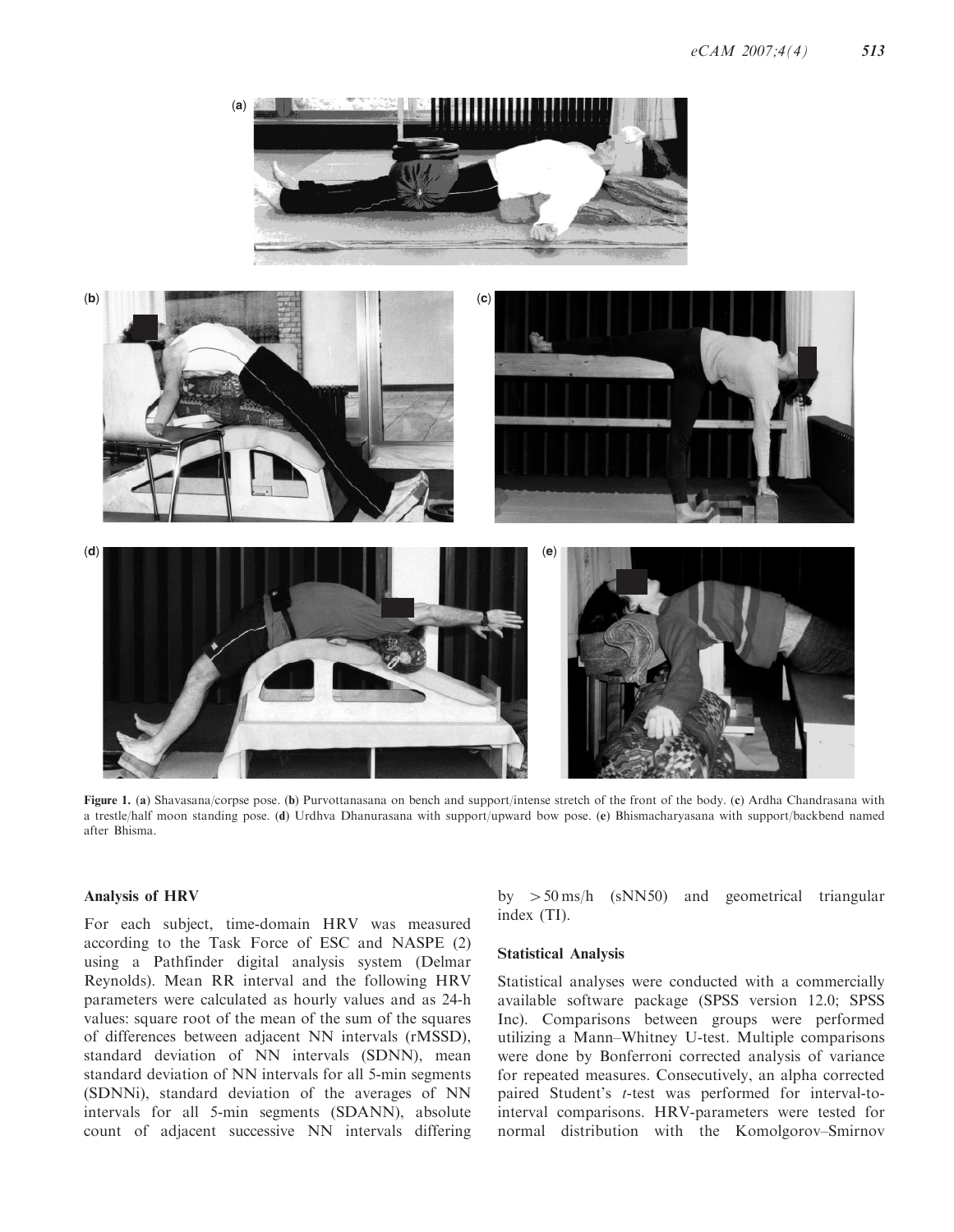Figure 1. (a) Shavasana/corpse pose. (b) Purvottanasana on bench and support/intense stretch of the front of the body. (c) Ardha Chandrasana with a trestle/half moon standing pose. (d) Urdhva Dhanurasana with support/upward bow pose. (e) Bhismacharyasana with support/backbend named after Bhisma.

### Analysis of HRV

For each subject, time-domain HRV was measured according to the Task Force of ESC and NASPE (2) using a Pathfinder digital analysis system (Delmar Reynolds). Mean RR interval and the following HRV parameters were calculated as hourly values and as 24-h values: square root of the mean of the sum of the squares of differences between adjacent NN intervals (rMSSD), standard deviation of NN intervals (SDNN), mean standard deviation of NN intervals for all 5-min segments (SDNNi), standard deviation of the averages of NN intervals for all 5-min segments (SDANN), absolute count of adjacent successive NN intervals differing by $>50$ ms/h (sNN50) and geometrical triangular index (TI).

### Statistical Analysis

Statistical analyses were conducted with a commercially available software package (SPSS version 12.0; SPSS Inc). Comparisons between groups were performed utilizing a Mann–Whitney U-test. Multiple comparisons were done by Bonferroni corrected analysis of variance for repeated measures. Consecutively, an alpha corrected paired Student's *t*-test was performed for interval-to-interval comparisons. HRV-parameters were tested for normal distribution with the Komolgorov–Smirnov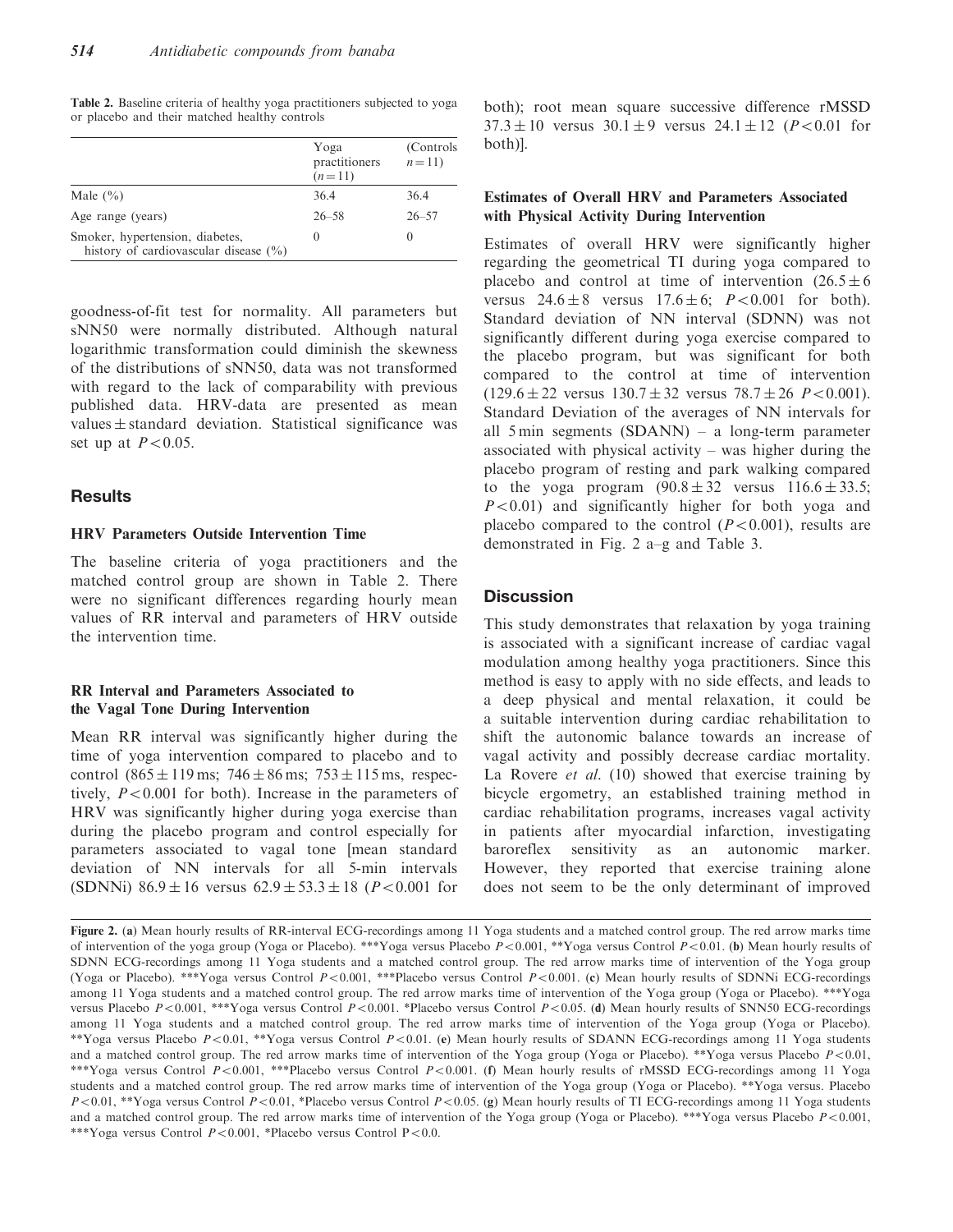**Table 2.** Baseline criteria of healthy yoga practitioners subjected to yoga or placebo and their matched healthy controls

| | Yoga practitioners ($n = 11$) | (Controls $n = 11$) |
|---|---|---|
| Male (%) | 36.4 | 36.4 |
| Age range (years) | 26–58 | 26–57 |
| Smoker, hypertension, diabetes, history of cardiovascular disease (%) | 0 | 0 |

goodness-of-fit test for normality. All parameters but sNN50 were normally distributed. Although natural logarithmic transformation could diminish the skewness of the distributions of sNN50, data was not transformed with regard to the lack of comparability with previous published data. HRV-data are presented as mean values ± standard deviation. Statistical significance was set up at $P < 0.05$.

## Results

### HRV Parameters Outside Intervention Time

The baseline criteria of yoga practitioners and the matched control group are shown in Table 2. There were no significant differences regarding hourly mean values of RR interval and parameters of HRV outside the intervention time.

### RR Interval and Parameters Associated to the Vagal Tone During Intervention

Mean RR interval was significantly higher during the time of yoga intervention compared to placebo and to control (865 ± 119 ms; 746 ± 86 ms; 753 ± 115 ms, respectively, $P < 0.001$ for both). Increase in the parameters of HRV was significantly higher during yoga exercise than during the placebo program and control especially for parameters associated to vagal tone [mean standard deviation of NN intervals for all 5-min intervals (SDNNi) 86.9 ± 16 versus 62.9 ± 53.3 ± 18 ($P < 0.001$ for both); root mean square successive difference rMSSD 37.3 ± 10 versus 30.1 ± 9 versus 24.1 ± 12 ($P < 0.01$ for both)].

### Estimates of Overall HRV and Parameters Associated with Physical Activity During Intervention

Estimates of overall HRV were significantly higher regarding the geometrical TI during yoga compared to placebo and control at time of intervention (26.5 ± 6 versus 24.6 ± 8 versus 17.6 ± 6; $P < 0.001$ for both). Standard deviation of NN interval (SDNN) was not significantly different during yoga exercise compared to the placebo program, but was significant for both compared to the control at time of intervention (129.6 ± 22 versus 130.7 ± 32 versus 78.7 ± 26 $P < 0.001$). Standard Deviation of the averages of NN intervals for all 5 min segments (SDANN) – a long-term parameter associated with physical activity – was higher during the placebo program of resting and park walking compared to the yoga program (90.8 ± 32 versus 116.6 ± 33.5; $P < 0.01$) and significantly higher for both yoga and placebo compared to the control ($P < 0.001$), results are demonstrated in Fig. 2 a–g and Table 3.

## Discussion

This study demonstrates that relaxation by yoga training is associated with a significant increase of cardiac vagal modulation among healthy yoga practitioners. Since this method is easy to apply with no side effects, and leads to a deep physical and mental relaxation, it could be a suitable intervention during cardiac rehabilitation to shift the autonomic balance towards an increase of vagal activity and possibly decrease cardiac mortality. La Rovere *et al.* (10) showed that exercise training by bicycle ergometry, an established training method in cardiac rehabilitation programs, increases vagal activity in patients after myocardial infarction, investigating baroreflex sensitivity as an autonomic marker. However, they reported that exercise training alone does not seem to be the only determinant of improved

**Figure 2.** (**a**) Mean hourly results of RR-interval ECG-recordings among 11 Yoga students and a matched control group. The red arrow marks time of intervention of the yoga group (Yoga or Placebo). ***Yoga versus Placebo $P < 0.001$, **Yoga versus Control $P < 0.01$. (**b**) Mean hourly results of SDNN ECG-recordings among 11 Yoga students and a matched control group. The red arrow marks time of intervention of the Yoga group (Yoga or Placebo). ***Yoga versus Control $P < 0.001$, ***Placebo versus Control $P < 0.001$. (**c**) Mean hourly results of SDNNi ECG-recordings among 11 Yoga students and a matched control group. The red arrow marks time of intervention of the Yoga group (Yoga or Placebo). ***Yoga versus Placebo $P < 0.001$, ***Yoga versus Control $P < 0.001$. *Placebo versus Control $P < 0.05$. (**d**) Mean hourly results of SNN50 ECG-recordings among 11 Yoga students and a matched control group. The red arrow marks time of intervention of the Yoga group (Yoga or Placebo). **Yoga versus Placebo $P < 0.01$, **Yoga versus Control $P < 0.01$. (**e**) Mean hourly results of SDANN ECG-recordings among 11 Yoga students and a matched control group. The red arrow marks time of intervention of the Yoga group (Yoga or Placebo). **Yoga versus Placebo $P < 0.01$, ***Yoga versus Control $P < 0.001$, ***Placebo versus Control $P < 0.001$. (**f**) Mean hourly results of rMSSD ECG-recordings among 11 Yoga students and a matched control group. The red arrow marks time of intervention of the Yoga group (Yoga or Placebo). **Yoga versus. Placebo $P < 0.01$, **Yoga versus Control $P < 0.01$, *Placebo versus Control $P < 0.05$. (**g**) Mean hourly results of TI ECG-recordings among 11 Yoga students and a matched control group. The red arrow marks time of intervention of the Yoga group (Yoga or Placebo). ***Yoga versus Placebo $P < 0.001$, ***Yoga versus Control $P < 0.001$, *Placebo versus Control P < 0.0.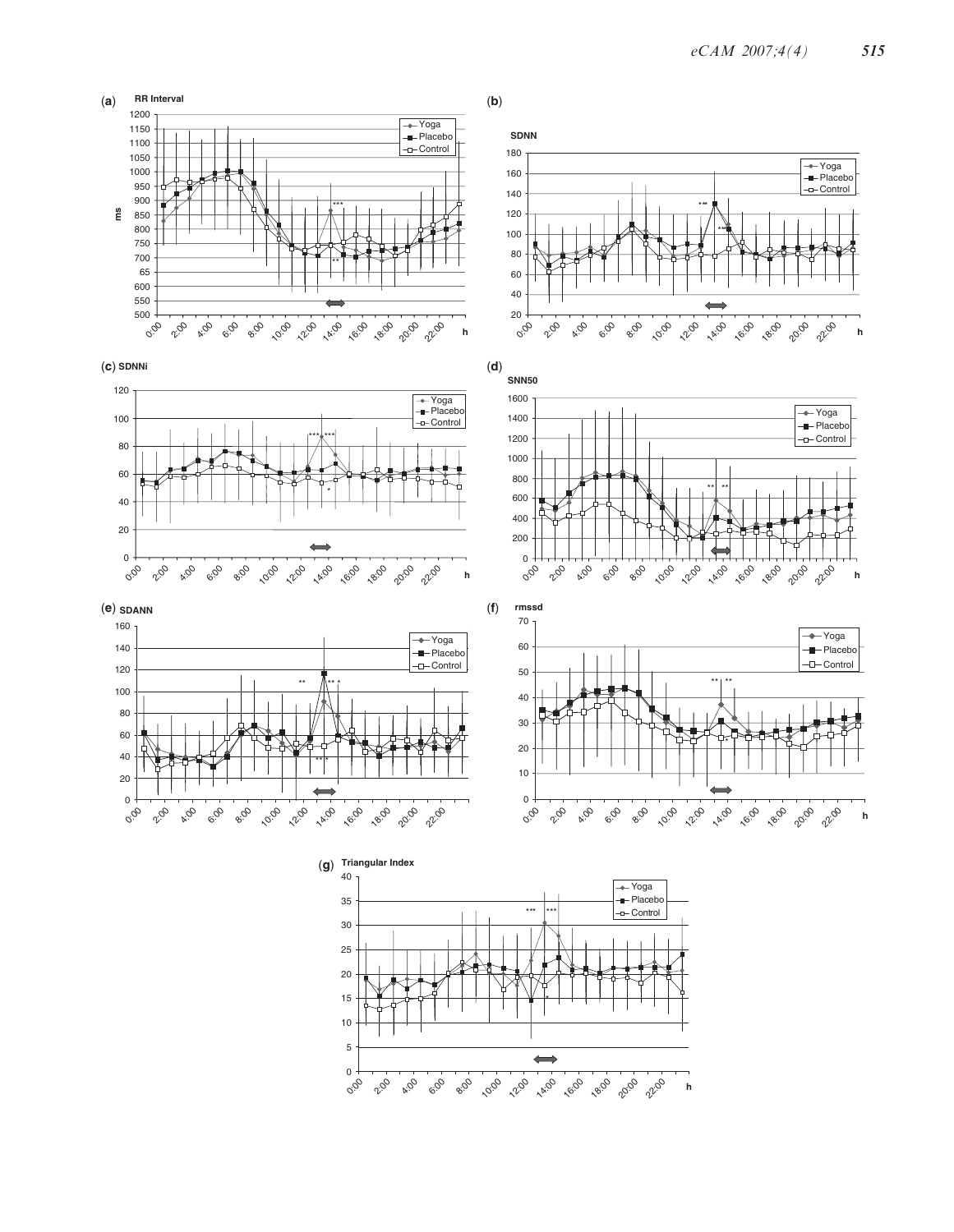(a) RR Interval

(b) SDNN

(c) SDNNi

(d) SNN50

(e) SDANN

(f) rmssd

(g) Triangular Index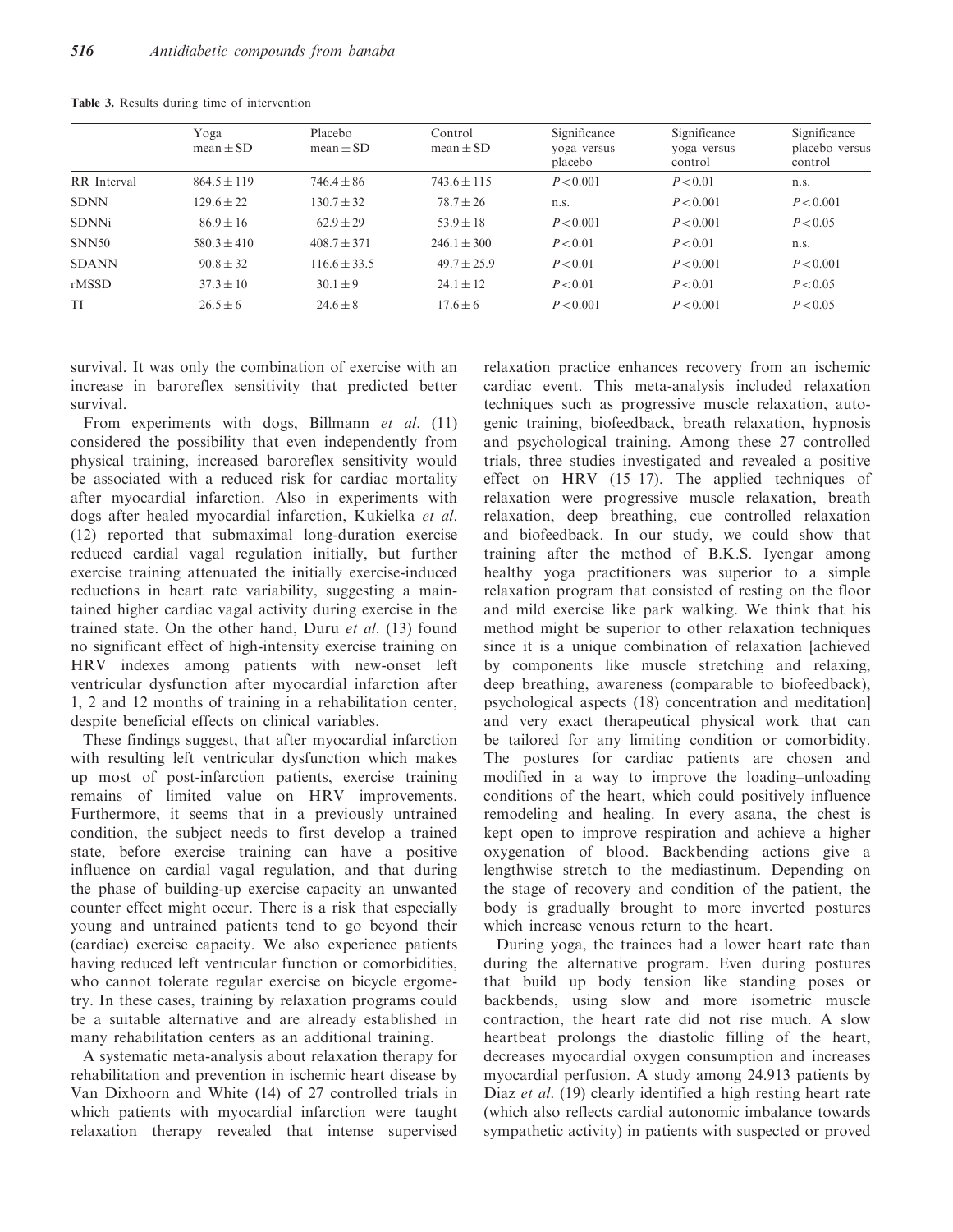Table 3. Results during time of intervention

| | Yoga mean ± SD | Placebo mean ± SD | Control mean ± SD | Significance yoga versus placebo | Significance yoga versus control | Significance placebo versus control |
|---|---|---|---|---|---|---|
| RR Interval | 864.5 ± 119 | 746.4 ± 86 | 743.6 ± 115 | $P < 0.001$ | $P < 0.01$ | n.s. |
| SDNN | 129.6 ± 22 | 130.7 ± 32 | 78.7 ± 26 | n.s. | $P < 0.001$ | $P < 0.001$ |
| SDNNi | 86.9 ± 16 | 62.9 ± 29 | 53.9 ± 18 | $P < 0.001$ | $P < 0.001$ | $P < 0.05$ |
| SNN50 | 580.3 ± 410 | 408.7 ± 371 | 246.1 ± 300 | $P < 0.01$ | $P < 0.01$ | n.s. |
| SDANN | 90.8 ± 32 | 116.6 ± 33.5 | 49.7 ± 25.9 | $P < 0.01$ | $P < 0.001$ | $P < 0.001$ |
| rMSSD | 37.3 ± 10 | 30.1 ± 9 | 24.1 ± 12 | $P < 0.01$ | $P < 0.01$ | $P < 0.05$ |
| TI | 26.5 ± 6 | 24.6 ± 8 | 17.6 ± 6 | $P < 0.001$ | $P < 0.001$ | $P < 0.05$ |

survival. It was only the combination of exercise with an increase in baroreflex sensitivity that predicted better survival.

From experiments with dogs, Billmann *et al*. (11) considered the possibility that even independently from physical training, increased baroreflex sensitivity would be associated with a reduced risk for cardiac mortality after myocardial infarction. Also in experiments with dogs after healed myocardial infarction, Kukielka *et al*. (12) reported that submaximal long-duration exercise reduced cardial vagal regulation initially, but further exercise training attenuated the initially exercise-induced reductions in heart rate variability, suggesting a maintained higher cardiac vagal activity during exercise in the trained state. On the other hand, Duru *et al*. (13) found no significant effect of high-intensity exercise training on HRV indexes among patients with new-onset left ventricular dysfunction after myocardial infarction after 1, 2 and 12 months of training in a rehabilitation center, despite beneficial effects on clinical variables.

These findings suggest, that after myocardial infarction with resulting left ventricular dysfunction which makes up most of post-infarction patients, exercise training remains of limited value on HRV improvements. Furthermore, it seems that in a previously untrained condition, the subject needs to first develop a trained state, before exercise training can have a positive influence on cardial vagal regulation, and that during the phase of building-up exercise capacity an unwanted counter effect might occur. There is a risk that especially young and untrained patients tend to go beyond their (cardiac) exercise capacity. We also experience patients having reduced left ventricular function or comorbidities, who cannot tolerate regular exercise on bicycle ergometry. In these cases, training by relaxation programs could be a suitable alternative and are already established in many rehabilitation centers as an additional training.

A systematic meta-analysis about relaxation therapy for rehabilitation and prevention in ischemic heart disease by Van Dixhoorn and White (14) of 27 controlled trials in which patients with myocardial infarction were taught relaxation therapy revealed that intense supervised relaxation practice enhances recovery from an ischemic cardiac event. This meta-analysis included relaxation techniques such as progressive muscle relaxation, autogenic training, biofeedback, breath relaxation, hypnosis and psychological training. Among these 27 controlled trials, three studies investigated and revealed a positive effect on HRV (15–17). The applied techniques of relaxation were progressive muscle relaxation, breath relaxation, deep breathing, cue controlled relaxation and biofeedback. In our study, we could show that training after the method of B.K.S. Iyengar among healthy yoga practitioners was superior to a simple relaxation program that consisted of resting on the floor and mild exercise like park walking. We think that his method might be superior to other relaxation techniques since it is a unique combination of relaxation [achieved by components like muscle stretching and relaxing, deep breathing, awareness (comparable to biofeedback), psychological aspects (18) concentration and meditation] and very exact therapeutical physical work that can be tailored for any limiting condition or comorbidity. The postures for cardiac patients are chosen and modified in a way to improve the loading–unloading conditions of the heart, which could positively influence remodeling and healing. In every asana, the chest is kept open to improve respiration and achieve a higher oxygenation of blood. Backbending actions give a lengthwise stretch to the mediastinum. Depending on the stage of recovery and condition of the patient, the body is gradually brought to more inverted postures which increase venous return to the heart.

During yoga, the trainees had a lower heart rate than during the alternative program. Even during postures that build up body tension like standing poses or backbends, using slow and more isometric muscle contraction, the heart rate did not rise much. A slow heartbeat prolongs the diastolic filling of the heart, decreases myocardial oxygen consumption and increases myocardial perfusion. A study among 24.913 patients by Diaz *et al*. (19) clearly identified a high resting heart rate (which also reflects cardial autonomic imbalance towards sympathetic activity) in patients with suspected or proved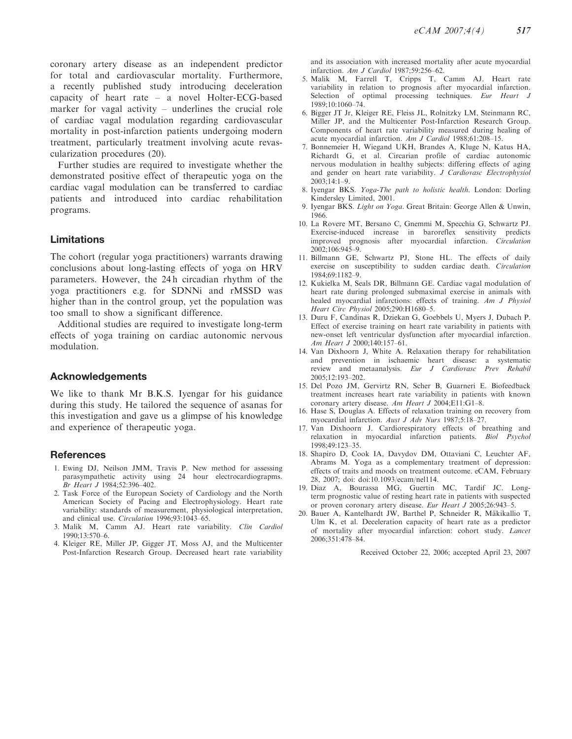coronary artery disease as an independent predictor for total and cardiovascular mortality. Furthermore, a recently published study introducing deceleration capacity of heart rate – a novel Holter-ECG-based marker for vagal activity – underlines the crucial role of cardiac vagal modulation regarding cardiovascular mortality in post-infarction patients undergoing modern treatment, particularly treatment involving acute revascularization procedures (20).

Further studies are required to investigate whether the demonstrated positive effect of therapeutic yoga on the cardiac vagal modulation can be transferred to cardiac patients and introduced into cardiac rehabilitation programs.

## Limitations

The cohort (regular yoga practitioners) warrants drawing conclusions about long-lasting effects of yoga on HRV parameters. However, the 24 h circadian rhythm of the yoga practitioners e.g. for SDNNi and rMSSD was higher than in the control group, yet the population was too small to show a significant difference.

Additional studies are required to investigate long-term effects of yoga training on cardiac autonomic nervous modulation.

## Acknowledgements

We like to thank Mr B.K.S. Iyengar for his guidance during this study. He tailored the sequence of asanas for this investigation and gave us a glimpse of his knowledge and experience of therapeutic yoga.

## References

1. Ewing DJ, Neilson JMM, Travis P. New method for assessing parasympathetic activity using 24 hour electrocardiograpms. *Br Heart J* 1984;52:396–402.
2. Task Force of the European Society of Cardiology and the North American Society of Pacing and Electrophysiology. Heart rate variability: standards of measurement, physiological interpretation, and clinical use. *Circulation* 1996;93:1043–65.
3. Malik M, Camm AJ. Heart rate variability. *Clin Cardiol* 1990;13:570–6.
4. Kleiger RE, Miller JP, Gigger JT, Moss AJ, and the Multicenter Post-Infarction Research Group. Decreased heart rate variability and its association with increased mortality after acute myocardial infarction. *Am J Cardiol* 1987;59:256–62.
5. Malik M, Farrell T, Cripps T, Camm AJ. Heart rate variability in relation to prognosis after myocardial infarction. Selection of optimal processing techniques. *Eur Heart J* 1989;10:1060–74.
6. Bigger JT Jr, Kleiger RE, Fleiss JL, Rolnitzky LM, Steinmann RC, Miller JP, and the Multicenter Post-Infarction Research Group. Components of heart rate variability measured during healing of acute myocardial infarction. *Am J Cardiol* 1988;61:208–15.
7. Bonnemeier H, Wiegand UKH, Brandes A, Kluge N, Katus HA, Richardt G, et al. Circarian profile of cardiac autonomic nervous modulation in healthy subjects: differing effects of aging and gender on heart rate variability. *J Cardiovasc Electrophysiol* 2003;14:1–9.
8. Iyengar BKS. *Yoga-The path to holistic health*. London: Dorling Kindersley Limited, 2001.
9. Iyengar BKS. *Light on Yoga*. Great Britain: George Allen & Unwin, 1966.
10. La Rovere MT, Bersano C, Gnemmi M, Specchia G, Schwartz PJ. Exercise-induced increase in baroreflex sensitivity predicts improved prognosis after myocardial infarction. *Circulation* 2002;106:945–9.
11. Billmann GE, Schwartz PJ, Stone HL. The effects of daily exercise on susceptibility to sudden cardiac death. *Circulation* 1984;69:1182–9.
12. Kukielka M, Seals DR, Billmann GE. Cardiac vagal modulation of heart rate during prolonged submaximal exercise in animals with healed myocardial infarctions: effects of training. *Am J Physiol Heart Circ Physiol* 2005;290:H1680–5.
13. Duru F, Candinas R, Dziekan G, Goebbels U, Myers J, Dubach P. Effect of exercise training on heart rate variability in patients with new-onset left ventricular dysfunction after myocardial infarction. *Am Heart J* 2000;140:157–61.
14. Van Dixhoorn J, White A. Relaxation therapy for rehabilitation and prevention in ischaemic heart disease: a systematic review and metaanalysis. *Eur J Cardiovasc Prev Rehabil* 2005;12:193–202.
15. Del Pozo JM, Gervirtz RN, Scher B, Guarneri E. Biofeedback treatment increases heart rate variability in patients with known coronary artery disease. *Am Heart J* 2004;E11:G1–8.
16. Hase S, Douglas A. Effects of relaxation training on recovery from myocardial infarction. *Aust J Adv Nurs* 1987;5:18–27.
17. Van Dixhoorn J. Cardiorespiratory effects of breathing and relaxation in myocardial infarction patients. *Biol Psychol* 1998;49:123–35.
18. Shapiro D, Cook IA, Davydov DM, Ottaviani C, Leuchter AF, Abrams M. Yoga as a complementary treatment of depression: effects of traits and moods on treatment outcome. eCAM, February 28, 2007; doi: doi:10.1093/ecam/nel114.
19. Diaz A, Bourassa MG, Guertin MC, Tardif JC. Long-term prognostic value of resting heart rate in patients with suspected or proven coronary artery disease. *Eur Heart J* 2005;26:943–5.
20. Bauer A, Kantelhardt JW, Barthel P, Schneider R, Mäkikallio T, Ulm K, et al. Deceleration capacity of heart rate as a predictor of mortality after myocardial infarction: cohort study. *Lancet* 2006;351:478–84.

Received October 22, 2006; accepted April 23, 2007